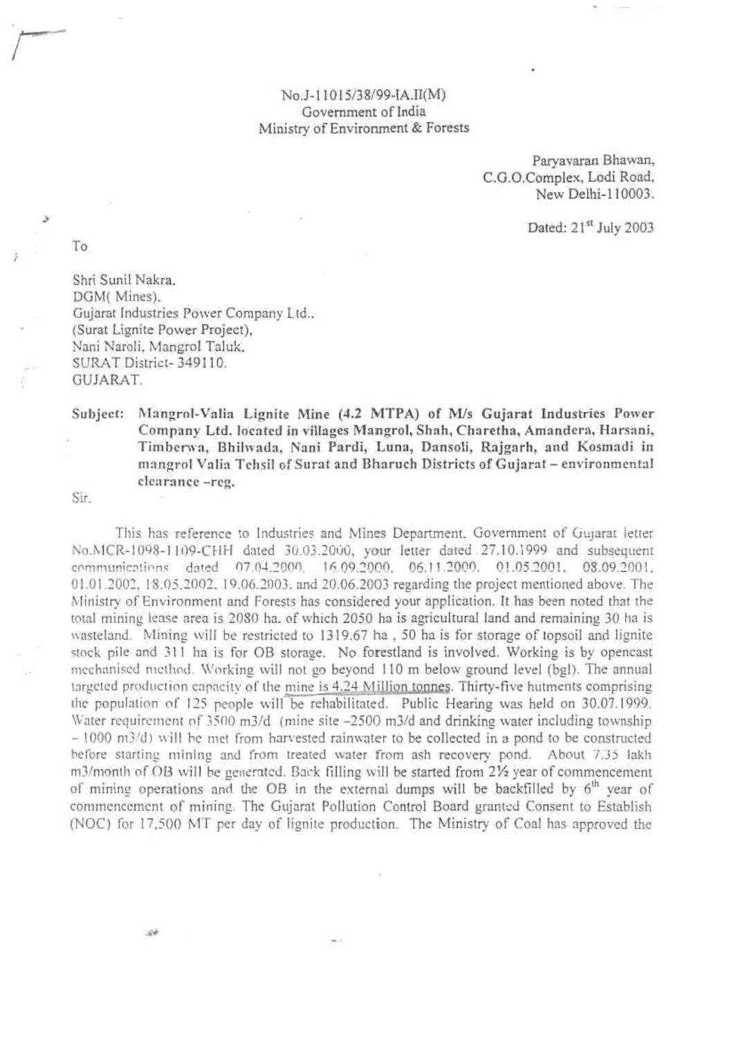No.J-11015/38/99-IA.II(M)
Government of India
Ministry of Environment & Forests

Paryavaran Bhawan,
C.G.O.Complex, Lodi Road,
New Delhi-110003.

Dated: 21st July 2003

To

Shri Sunil Nakra,
DGM( Mines),
Gujarat Industries Power Company Ltd.,
(Surat Lignite Power Project),
Nani Naroli, Mangrol Taluk,
SURAT District- 349110.
GUJARAT.

**Subject: Mangrol-Valia Lignite Mine (4.2 MTPA) of M/s Gujarat Industries Power Company Ltd. located in villages Mangrol, Shah, Charetha, Amandera, Harsani, Timberwa, Bhilwada, Nani Pardi, Luna, Dansoli, Rajgarh, and Kosmadi in mangrol Valia Tehsil of Surat and Bharuch Districts of Gujarat – environmental clearance –reg.**

Sir,

This has reference to Industries and Mines Department, Government of Gujarat letter No.MCR-1098-1109-CHH dated 30.03.2000, your letter dated 27.10.1999 and subsequent communications dated 07.04.2000, 16.09.2000, 06.11.2000, 01.05.2001, 08.09.2001, 01.01.2002, 18.05.2002, 19.06.2003, and 20.06.2003 regarding the project mentioned above. The Ministry of Environment and Forests has considered your application. It has been noted that the total mining lease area is 2080 ha. of which 2050 ha is agricultural land and remaining 30 ha is wasteland. Mining will be restricted to 1319.67 ha , 50 ha is for storage of topsoil and lignite stock pile and 311 ha is for OB storage. No forestland is involved. Working is by opencast mechanised method. Working will not go beyond 110 m below ground level (bgl). The annual targeted production capacity of the mine is 4.24 Million tonnes. Thirty-five hutments comprising the population of 125 people will be rehabilitated. Public Hearing was held on 30.07.1999. Water requirement of 3500 m3/d (mine site –2500 m3/d and drinking water including township – 1000 m3/d) will be met from harvested rainwater to be collected in a pond to be constructed before starting mining and from treated water from ash recovery pond. About 7.35 lakh m3/month of OB will be generated. Back filling will be started from 2½ year of commencement of mining operations and the OB in the external dumps will be backfilled by 6th year of commencement of mining. The Gujarat Pollution Control Board granted Consent to Establish (NOC) for 17,500 MT per day of lignite production. The Ministry of Coal has approved the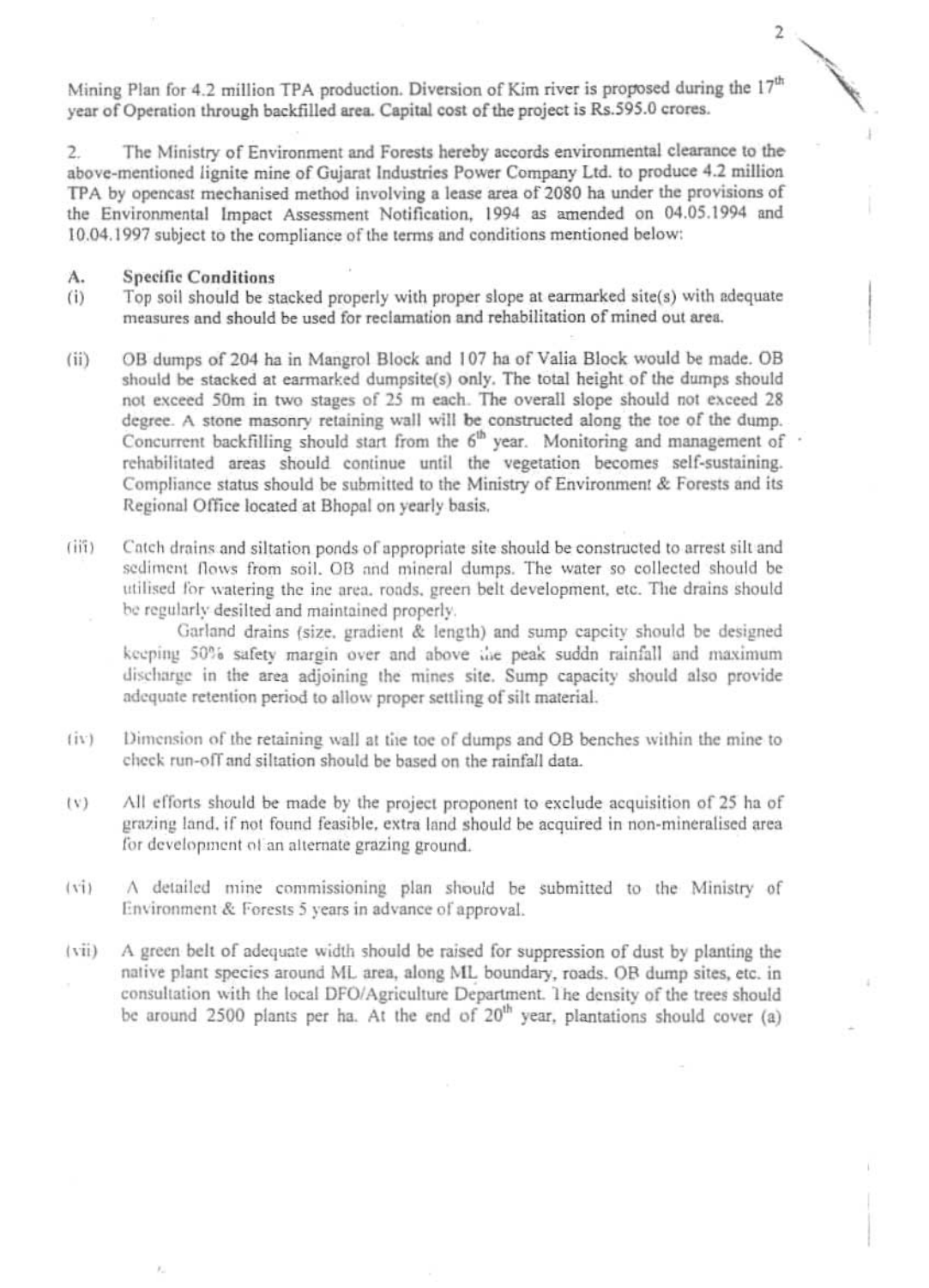Mining Plan for 4.2 million TPA production. Diversion of Kim river is proposed during the 17th year of Operation through backfilled area. Capital cost of the project is Rs.595.0 crores.

2. The Ministry of Environment and Forests hereby accords environmental clearance to the above-mentioned lignite mine of Gujarat Industries Power Company Ltd. to produce 4.2 million TPA by opencast mechanised method involving a lease area of 2080 ha under the provisions of the Environmental Impact Assessment Notification, 1994 as amended on 04.05.1994 and 10.04.1997 subject to the compliance of the terms and conditions mentioned below:

**A. Specific Conditions**

(i) Top soil should be stacked properly with proper slope at earmarked site(s) with adequate measures and should be used for reclamation and rehabilitation of mined out area.

(ii) OB dumps of 204 ha in Mangrol Block and 107 ha of Valia Block would be made. OB should be stacked at earmarked dumpsite(s) only. The total height of the dumps should not exceed 50m in two stages of 25 m each. The overall slope should not exceed 28 degree. A stone masonry retaining wall will be constructed along the toe of the dump. Concurrent backfilling should start from the 6th year. Monitoring and management of rehabilitated areas should continue until the vegetation becomes self-sustaining. Compliance status should be submitted to the Ministry of Environment & Forests and its Regional Office located at Bhopal on yearly basis.

(iii) Catch drains and siltation ponds of appropriate site should be constructed to arrest silt and sediment flows from soil. OB and mineral dumps. The water so collected should be utilised for watering the ine area, roads, green belt development, etc. The drains should be regularly desilted and maintained properly.

Garland drains (size, gradient & length) and sump capcity should be designed keeping 50% safety margin over and above the peak suddn rainfall and maximum discharge in the area adjoining the mines site. Sump capacity should also provide adequate retention period to allow proper settling of silt material.

(iv) Dimension of the retaining wall at the toe of dumps and OB benches within the mine to check run-off and siltation should be based on the rainfall data.

(v) All efforts should be made by the project proponent to exclude acquisition of 25 ha of grazing land, if not found feasible, extra land should be acquired in non-mineralised area for development of an alternate grazing ground.

(vi) A detailed mine commissioning plan should be submitted to the Ministry of Environment & Forests 5 years in advance of approval.

(vii) A green belt of adequate width should be raised for suppression of dust by planting the native plant species around ML area, along ML boundary, roads, OB dump sites, etc. in consultation with the local DFO/Agriculture Department. The density of the trees should be around 2500 plants per ha. At the end of 20th year, plantations should cover (a)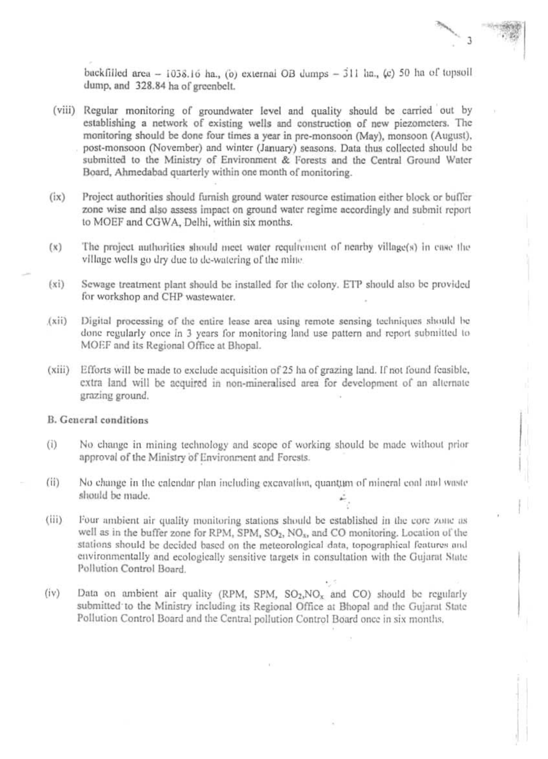backfilled area – 1038.16 ha., (b) external OB dumps – 311 ha., (c) 50 ha of topsoil dump, and 328.84 ha of greenbelt.

(viii) Regular monitoring of groundwater level and quality should be carried out by establishing a network of existing wells and construction of new piezometers. The monitoring should be done four times a year in pre-monsoon (May), monsoon (August), post-monsoon (November) and winter (January) seasons. Data thus collected should be submitted to the Ministry of Environment & Forests and the Central Ground Water Board, Ahmedabad quarterly within one month of monitoring.

(ix) Project authorities should furnish ground water resource estimation either block or buffer zone wise and also assess impact on ground water regime accordingly and submit report to MOEF and CGWA, Delhi, within six months.

(x) The project authorities should meet water requirement of nearby village(s) in case the village wells go dry due to de-watering of the mine.

(xi) Sewage treatment plant should be installed for the colony. ETP should also be provided for workshop and CHP wastewater.

(xii) Digital processing of the entire lease area using remote sensing techniques should be done regularly once in 3 years for monitoring land use pattern and report submitted to MOEF and its Regional Office at Bhopal.

(xiii) Efforts will be made to exclude acquisition of 25 ha of grazing land. If not found feasible, extra land will be acquired in non-mineralised area for development of an alternate grazing ground.

**B. General conditions**

(i) No change in mining technology and scope of working should be made without prior approval of the Ministry of Environment and Forests.

(ii) No change in the calendar plan including excavation, quantum of mineral coal and waste should be made.

(iii) Four ambient air quality monitoring stations should be established in the core zone as well as in the buffer zone for RPM, SPM, $SO_2$, $NO_x$, and CO monitoring. Location of the stations should be decided based on the meteorological data, topographical features and environmentally and ecologically sensitive targets in consultation with the Gujarat State Pollution Control Board.

(iv) Data on ambient air quality (RPM, SPM, $SO_2$,$NO_x$ and CO) should be regularly submitted to the Ministry including its Regional Office at Bhopal and the Gujarat State Pollution Control Board and the Central pollution Control Board once in six months.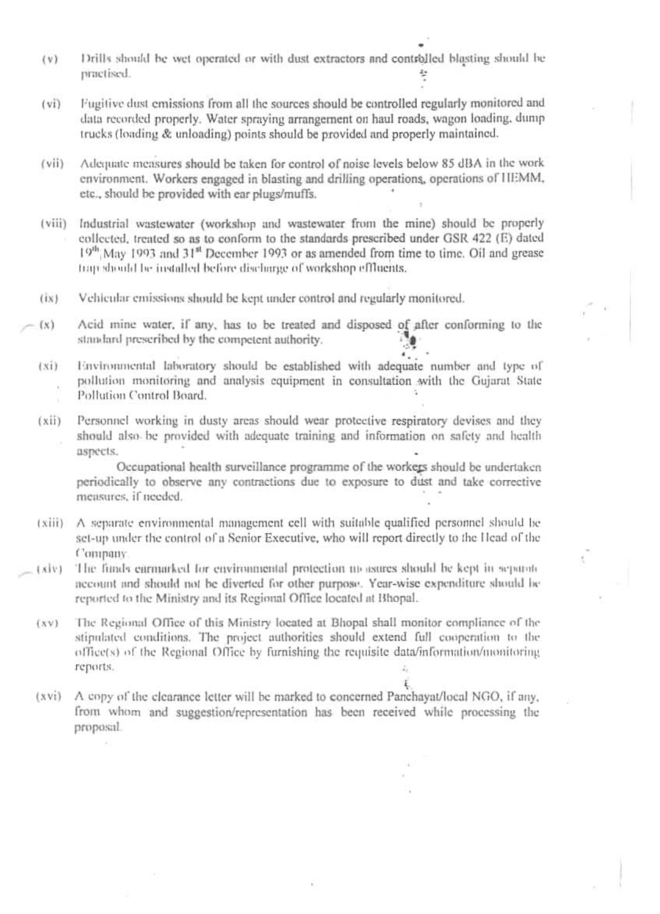(v) Drills should be wet operated or with dust extractors and controlled blasting should be practised.

(vi) Fugitive dust emissions from all the sources should be controlled regularly monitored and data recorded properly. Water spraying arrangement on haul roads, wagon loading, dump trucks (loading & unloading) points should be provided and properly maintained.

(vii) Adequate measures should be taken for control of noise levels below 85 dBA in the work environment. Workers engaged in blasting and drilling operations, operations of HEMM, etc., should be provided with ear plugs/muffs.

(viii) Industrial wastewater (workshop and wastewater from the mine) should be properly collected, treated so as to conform to the standards prescribed under GSR 422 (E) dated 19[th] May 1993 and 31[st] December 1993 or as amended from time to time. Oil and grease trap should be installed before discharge of workshop effluents.

(ix) Vehicular emissions should be kept under control and regularly monitored.

(x) Acid mine water, if any, has to be treated and disposed of after conforming to the standard prescribed by the competent authority.

(xi) Environmental laboratory should be established with adequate number and type of pollution monitoring and analysis equipment in consultation with the Gujarat State Pollution Control Board.

(xii) Personnel working in dusty areas should wear protective respiratory devises and they should also be provided with adequate training and information on safety and health aspects.

Occupational health surveillance programme of the workers should be undertaken periodically to observe any contractions due to exposure to dust and take corrective measures, if needed.

(xiii) A separate environmental management cell with suitable qualified personnel should be set-up under the control of a Senior Executive, who will report directly to the Head of the Company.

(xiv) The funds earmarked for environmental protection measures should be kept in separate account and should not be diverted for other purpose. Year-wise expenditure should be reported to the Ministry and its Regional Office located at Bhopal.

(xv) The Regional Office of this Ministry located at Bhopal shall monitor compliance of the stipulated conditions. The project authorities should extend full cooperation to the office(s) of the Regional Office by furnishing the requisite data/information/monitoring reports.

(xvi) A copy of the clearance letter will be marked to concerned Panchayat/local NGO, if any, from whom and suggestion/representation has been received while processing the proposal.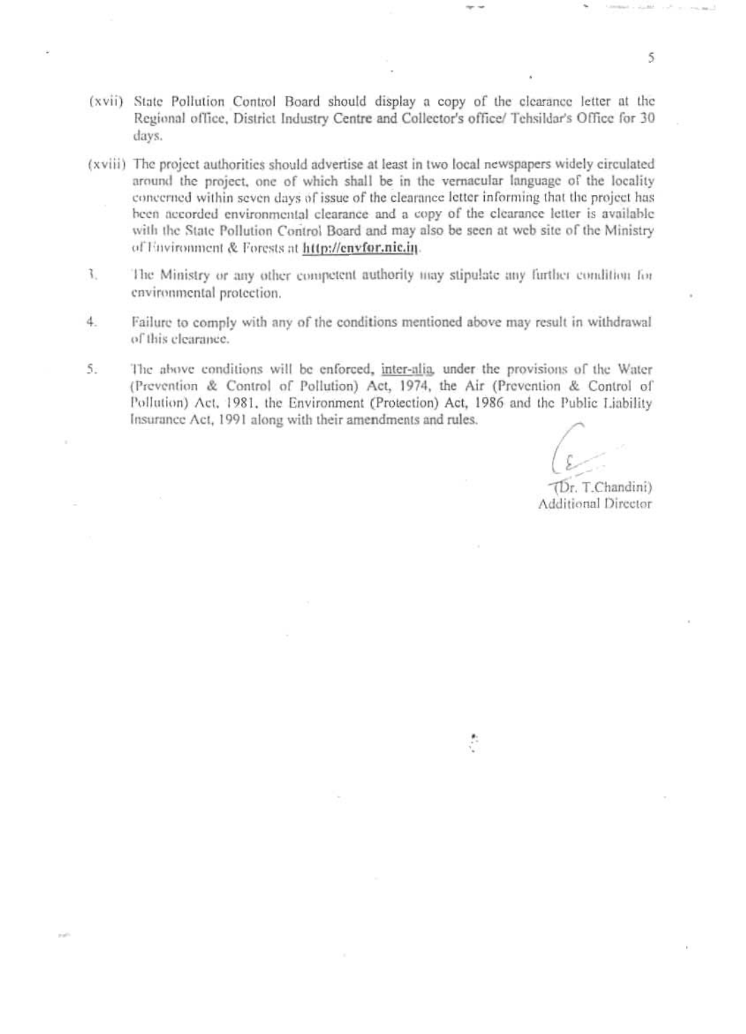(xvii) State Pollution Control Board should display a copy of the clearance letter at the Regional office, District Industry Centre and Collector's office/ Tehsildar's Office for 30 days.

(xviii) The project authorities should advertise at least in two local newspapers widely circulated around the project, one of which shall be in the vernacular language of the locality concerned within seven days of issue of the clearance letter informing that the project has been accorded environmental clearance and a copy of the clearance letter is available with the State Pollution Control Board and may also be seen at web site of the Ministry of Environment & Forests at **http://envfor.nic.in**.

3. The Ministry or any other competent authority may stipulate any further condition for environmental protection.

4. Failure to comply with any of the conditions mentioned above may result in withdrawal of this clearance.

5. The above conditions will be enforced, <u>inter-alia</u> under the provisions of the Water (Prevention & Control of Pollution) Act, 1974, the Air (Prevention & Control of Pollution) Act, 1981, the Environment (Protection) Act, 1986 and the Public Liability Insurance Act, 1991 along with their amendments and rules.

(Dr. T.Chandini)
Additional Director